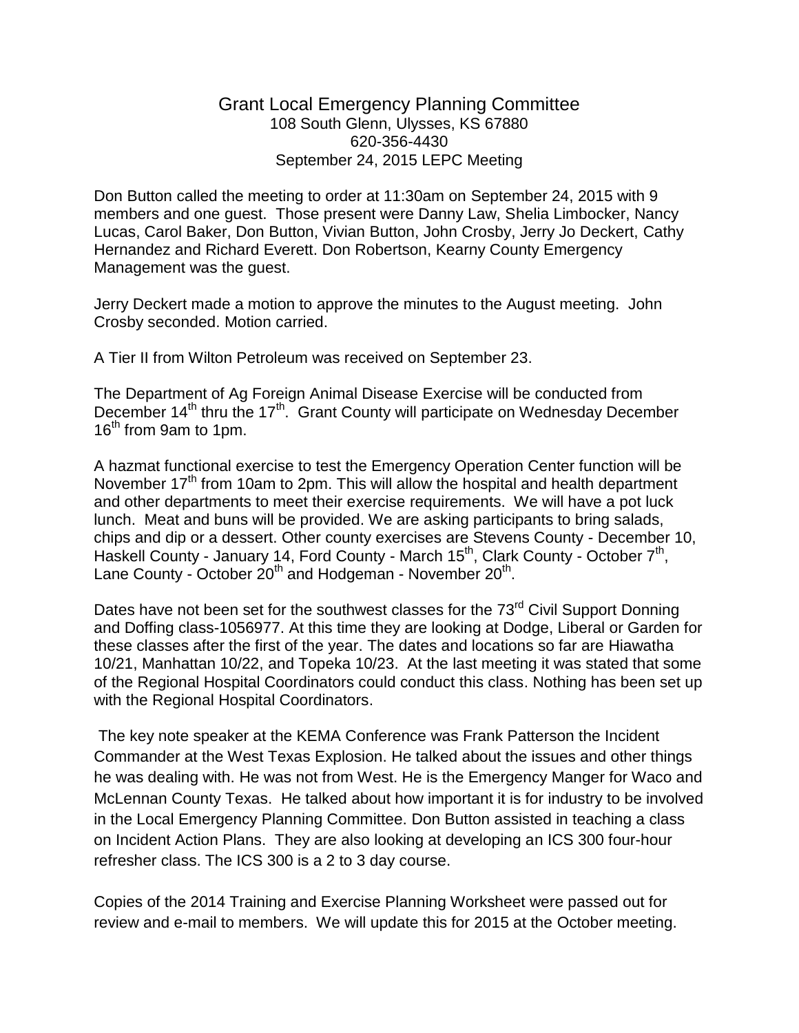# Grant Local Emergency Planning Committee

108 South Glenn, Ulysses, KS 67880
620-356-4430
September 24, 2015 LEPC Meeting

Don Button called the meeting to order at 11:30am on September 24, 2015 with 9 members and one guest. Those present were Danny Law, Shelia Limbocker, Nancy Lucas, Carol Baker, Don Button, Vivian Button, John Crosby, Jerry Jo Deckert, Cathy Hernandez and Richard Everett. Don Robertson, Kearny County Emergency Management was the guest.

Jerry Deckert made a motion to approve the minutes to the August meeting. John Crosby seconded. Motion carried.

A Tier II from Wilton Petroleum was received on September 23.

The Department of Ag Foreign Animal Disease Exercise will be conducted from December 14th thru the 17th. Grant County will participate on Wednesday December 16th from 9am to 1pm.

A hazmat functional exercise to test the Emergency Operation Center function will be November 17th from 10am to 2pm. This will allow the hospital and health department and other departments to meet their exercise requirements. We will have a pot luck lunch. Meat and buns will be provided. We are asking participants to bring salads, chips and dip or a dessert. Other county exercises are Stevens County - December 10, Haskell County - January 14, Ford County - March 15th, Clark County - October 7th, Lane County - October 20th and Hodgeman - November 20th.

Dates have not been set for the southwest classes for the 73rd Civil Support Donning and Doffing class-1056977. At this time they are looking at Dodge, Liberal or Garden for these classes after the first of the year. The dates and locations so far are Hiawatha 10/21, Manhattan 10/22, and Topeka 10/23. At the last meeting it was stated that some of the Regional Hospital Coordinators could conduct this class. Nothing has been set up with the Regional Hospital Coordinators.

The key note speaker at the KEMA Conference was Frank Patterson the Incident Commander at the West Texas Explosion. He talked about the issues and other things he was dealing with. He was not from West. He is the Emergency Manger for Waco and McLennan County Texas. He talked about how important it is for industry to be involved in the Local Emergency Planning Committee. Don Button assisted in teaching a class on Incident Action Plans. They are also looking at developing an ICS 300 four-hour refresher class. The ICS 300 is a 2 to 3 day course.

Copies of the 2014 Training and Exercise Planning Worksheet were passed out for review and e-mail to members. We will update this for 2015 at the October meeting.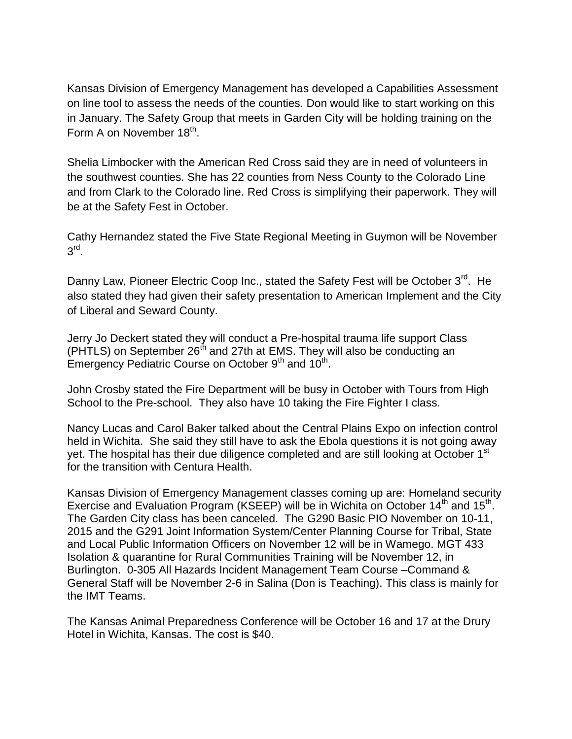Kansas Division of Emergency Management has developed a Capabilities Assessment on line tool to assess the needs of the counties. Don would like to start working on this in January. The Safety Group that meets in Garden City will be holding training on the Form A on November 18th.

Shelia Limbocker with the American Red Cross said they are in need of volunteers in the southwest counties. She has 22 counties from Ness County to the Colorado Line and from Clark to the Colorado line. Red Cross is simplifying their paperwork. They will be at the Safety Fest in October.

Cathy Hernandez stated the Five State Regional Meeting in Guymon will be November 3rd.

Danny Law, Pioneer Electric Coop Inc., stated the Safety Fest will be October 3rd. He also stated they had given their safety presentation to American Implement and the City of Liberal and Seward County.

Jerry Jo Deckert stated they will conduct a Pre-hospital trauma life support Class (PHTLS) on September 26th and 27th at EMS. They will also be conducting an Emergency Pediatric Course on October 9th and 10th.

John Crosby stated the Fire Department will be busy in October with Tours from High School to the Pre-school. They also have 10 taking the Fire Fighter I class.

Nancy Lucas and Carol Baker talked about the Central Plains Expo on infection control held in Wichita. She said they still have to ask the Ebola questions it is not going away yet. The hospital has their due diligence completed and are still looking at October 1st for the transition with Centura Health.

Kansas Division of Emergency Management classes coming up are: Homeland security Exercise and Evaluation Program (KSEEP) will be in Wichita on October 14th and 15th. The Garden City class has been canceled. The G290 Basic PIO November on 10-11, 2015 and the G291 Joint Information System/Center Planning Course for Tribal, State and Local Public Information Officers on November 12 will be in Wamego. MGT 433 Isolation & quarantine for Rural Communities Training will be November 12, in Burlington. 0-305 All Hazards Incident Management Team Course –Command & General Staff will be November 2-6 in Salina (Don is Teaching). This class is mainly for the IMT Teams.

The Kansas Animal Preparedness Conference will be October 16 and 17 at the Drury Hotel in Wichita, Kansas. The cost is $40.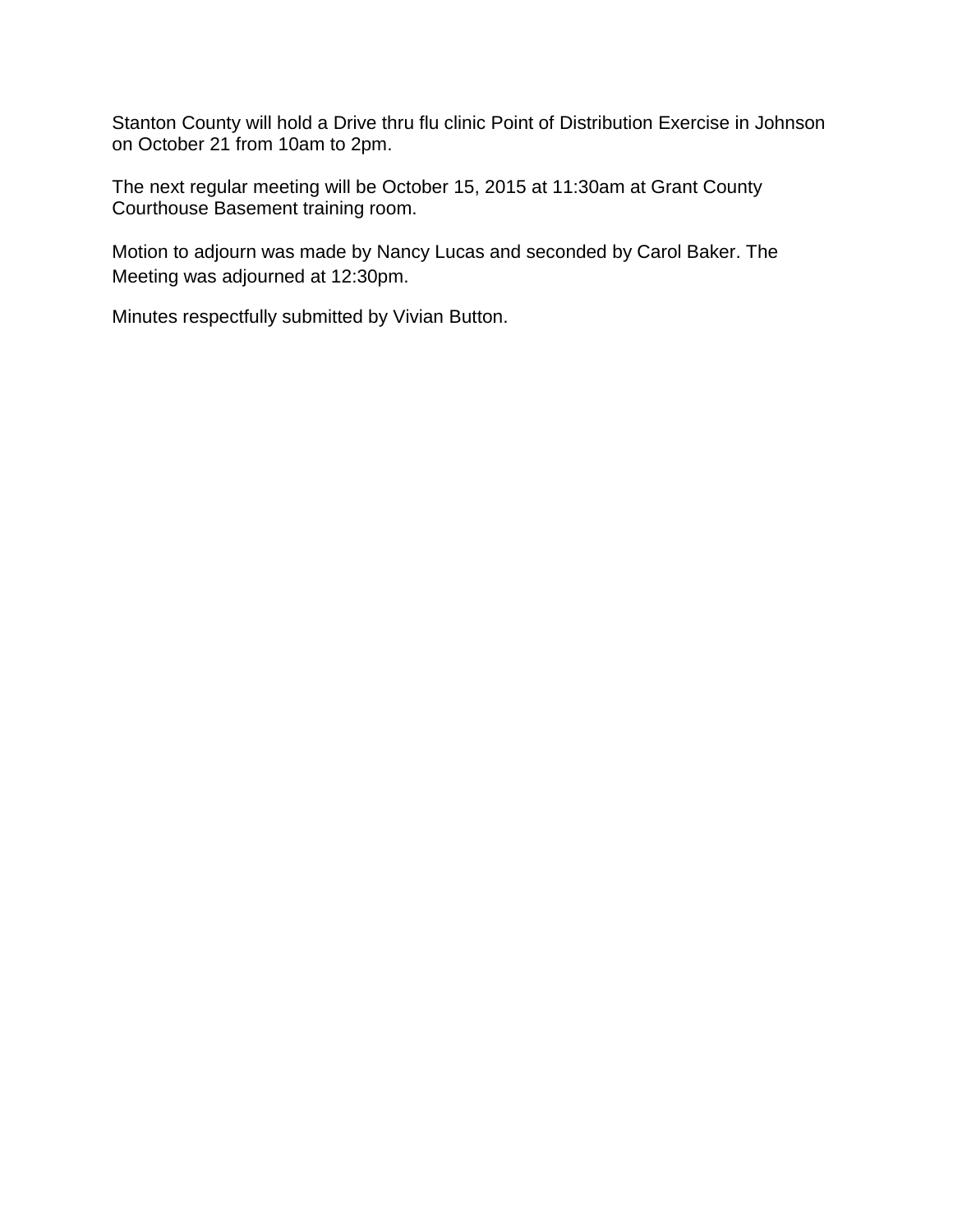Stanton County will hold a Drive thru flu clinic Point of Distribution Exercise in Johnson on October 21 from 10am to 2pm.

The next regular meeting will be October 15, 2015 at 11:30am at Grant County Courthouse Basement training room.

Motion to adjourn was made by Nancy Lucas and seconded by Carol Baker. The Meeting was adjourned at 12:30pm.

Minutes respectfully submitted by Vivian Button.